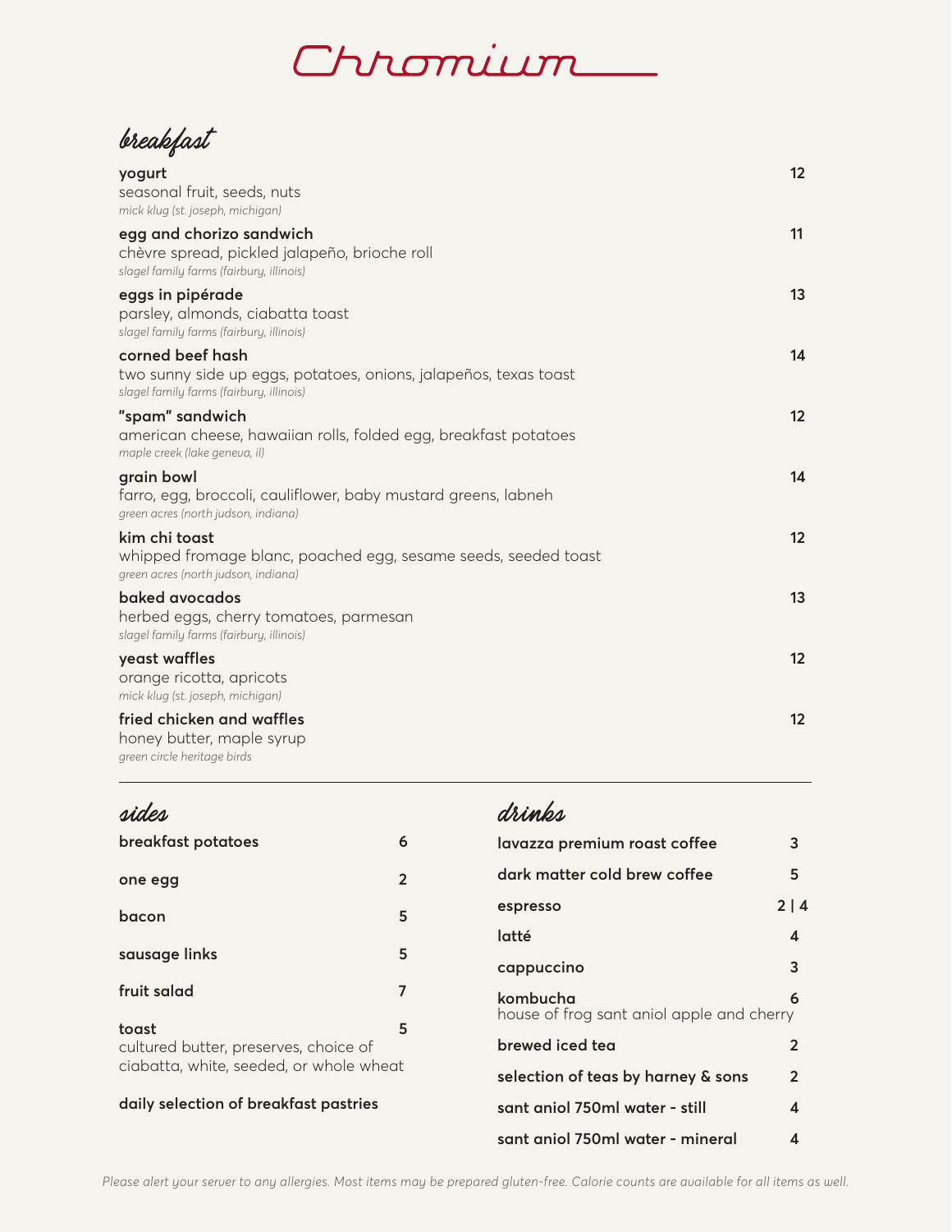# Chromium

## breakfast

**yogurt** 12
seasonal fruit, seeds, nuts
*mick klug (st. joseph, michigan)*

**egg and chorizo sandwich** 11
chèvre spread, pickled jalapeño, brioche roll
*slagel family farms (fairbury, illinois)*

**eggs in pipérade** 13
parsley, almonds, ciabatta toast
*slagel family farms (fairbury, illinois)*

**corned beef hash** 14
two sunny side up eggs, potatoes, onions, jalapeños, texas toast
*slagel family farms (fairbury, illinois)*

**"spam" sandwich** 12
american cheese, hawaiian rolls, folded egg, breakfast potatoes
*maple creek (lake geneva, il)*

**grain bowl** 14
farro, egg, broccoli, cauliflower, baby mustard greens, labneh
*green acres (north judson, indiana)*

**kim chi toast** 12
whipped fromage blanc, poached egg, sesame seeds, seeded toast
*green acres (north judson, indiana)*

**baked avocados** 13
herbed eggs, cherry tomatoes, parmesan
*slagel family farms (fairbury, illinois)*

**yeast waffles** 12
orange ricotta, apricots
*mick klug (st. joseph, michigan)*

**fried chicken and waffles** 12
honey butter, maple syrup
*green circle heritage birds*

---

## sides

**breakfast potatoes** 6

**one egg** 2

**bacon** 5

**sausage links** 5

**fruit salad** 7

**toast** 5
cultured butter, preserves, choice of ciabatta, white, seeded, or whole wheat

**daily selection of breakfast pastries**

## drinks

**lavazza premium roast coffee** 3

**dark matter cold brew coffee** 5

**espresso** 2 | 4

**latté** 4

**cappuccino** 3

**kombucha** 6
house of frog sant aniol apple and cherry

**brewed iced tea** 2

**selection of teas by harney & sons** 2

**sant aniol 750ml water - still** 4

**sant aniol 750ml water - mineral** 4

*Please alert your server to any allergies. Most items may be prepared gluten-free. Calorie counts are available for all items as well.*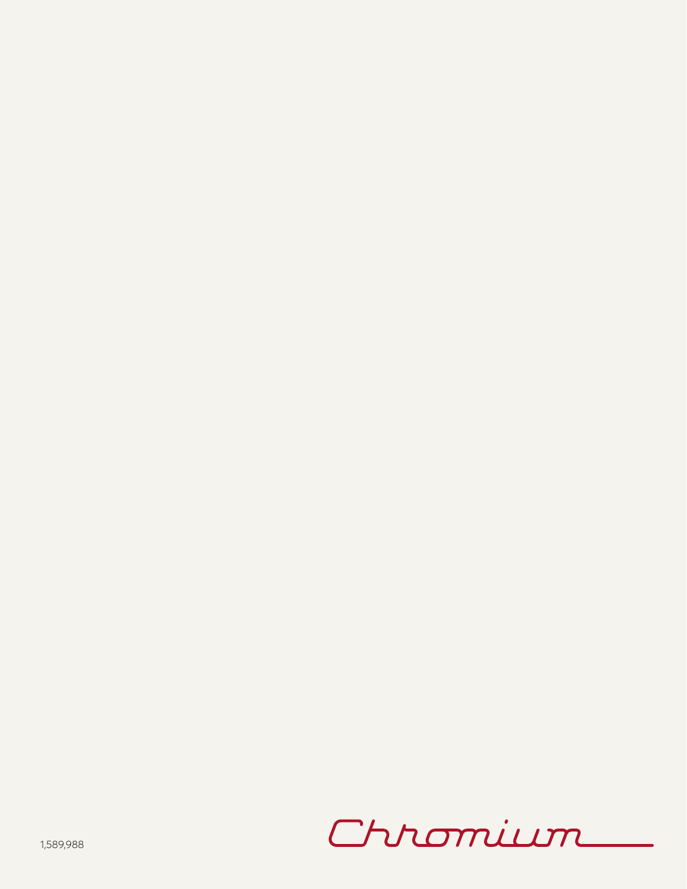1,589,988

Chromium